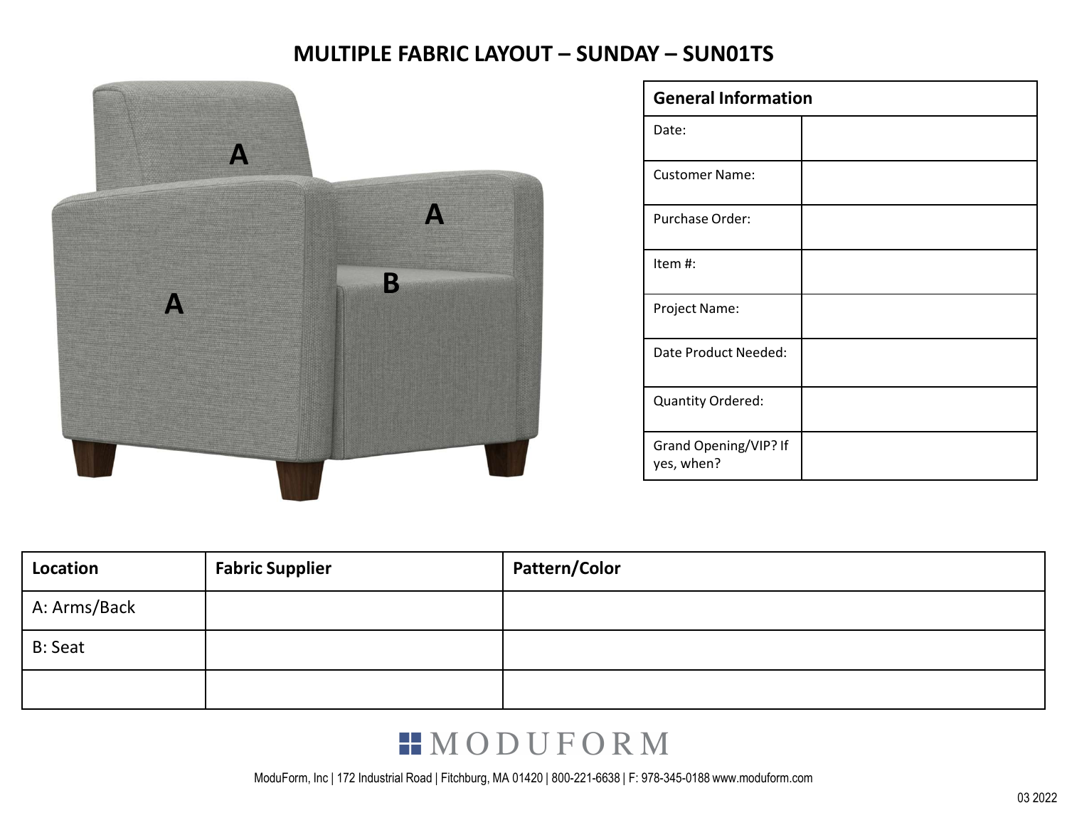# MULTIPLE FABRIC LAYOUT – SUNDAY – SUN01TS

A

A

A

B

| General Information | |
|---|---|
| Date: | |
| Customer Name: | |
| Purchase Order: | |
| Item #: | |
| Project Name: | |
| Date Product Needed: | |
| Quantity Ordered: | |
| Grand Opening/VIP? If yes, when? | |

| Location | Fabric Supplier | Pattern/Color |
|---|---|---|
| A: Arms/Back | | |
| B: Seat | | |
| | | |

MODUFORM

ModuForm, Inc | 172 Industrial Road | Fitchburg, MA 01420 | 800-221-6638 | F: 978-345-0188 www.moduform.com

03 2022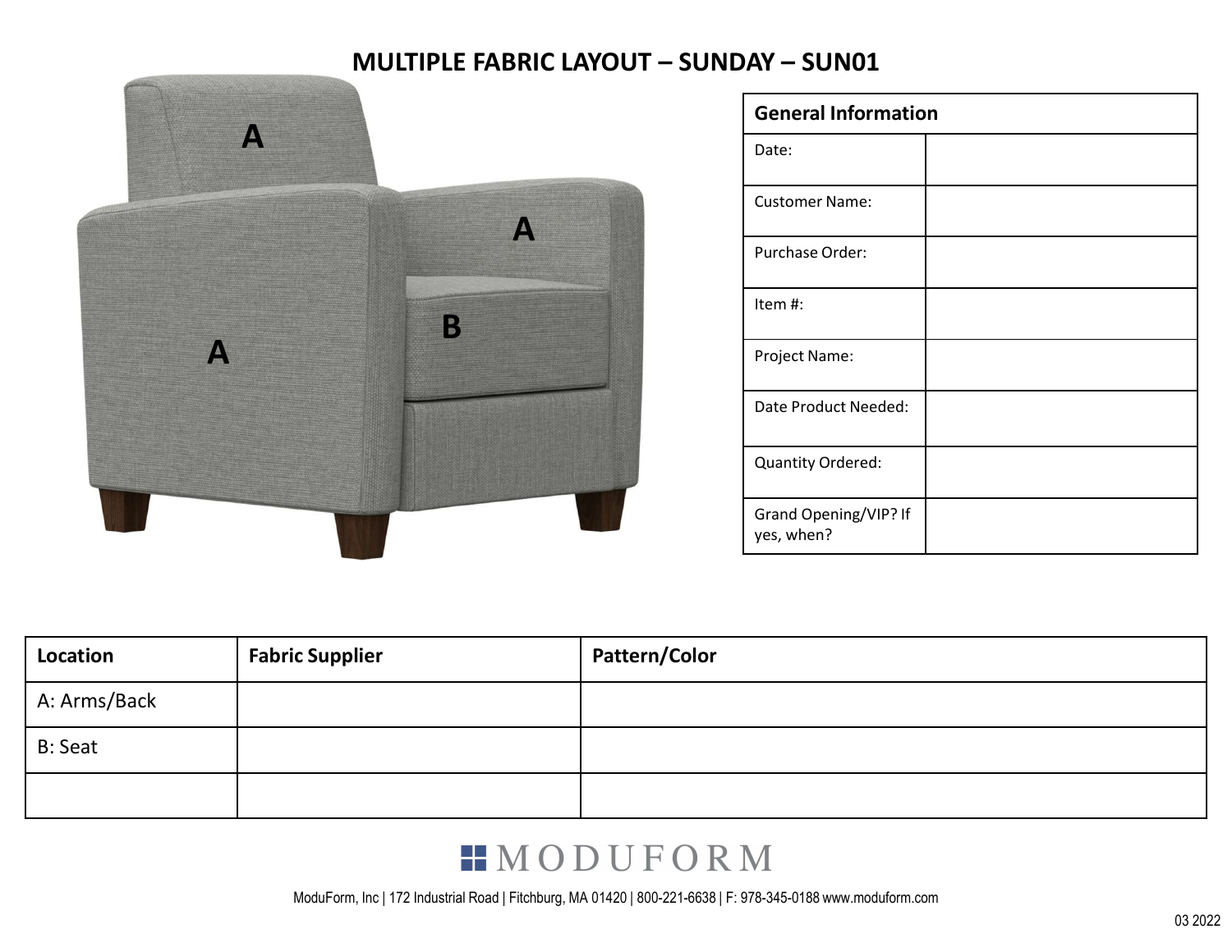# MULTIPLE FABRIC LAYOUT – SUNDAY – SUN01

A

A

B

A

| General Information | |
|---|---|
| Date: | |
| Customer Name: | |
| Purchase Order: | |
| Item #: | |
| Project Name: | |
| Date Product Needed: | |
| Quantity Ordered: | |
| Grand Opening/VIP? If yes, when? | |

| Location | Fabric Supplier | Pattern/Color |
|---|---|---|
| A: Arms/Back | | |
| B: Seat | | |
| | | |

MODUFORM

ModuForm, Inc | 172 Industrial Road | Fitchburg, MA 01420 | 800-221-6638 | F: 978-345-0188 www.moduform.com

03 2022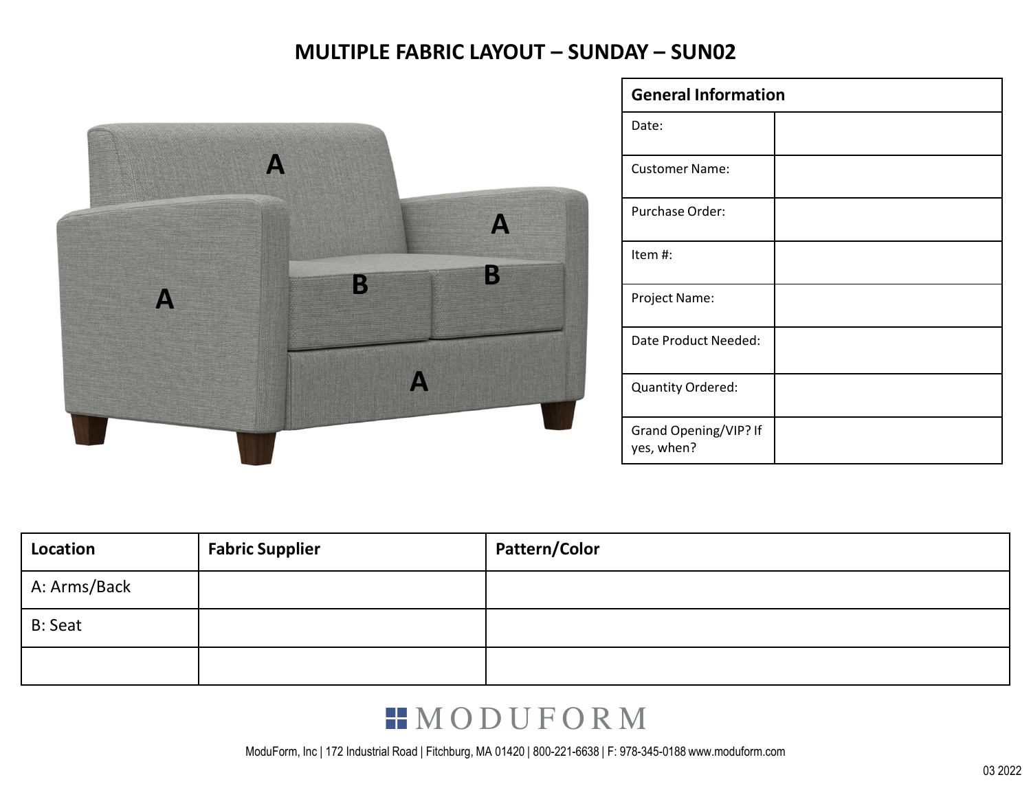# MULTIPLE FABRIC LAYOUT – SUNDAY – SUN02

A

A

B B

A

A

| General Information | |
|---|---|
| Date: | |
| Customer Name: | |
| Purchase Order: | |
| Item #: | |
| Project Name: | |
| Date Product Needed: | |
| Quantity Ordered: | |
| Grand Opening/VIP? If yes, when? | |

| Location | Fabric Supplier | Pattern/Color |
|---|---|---|
| A: Arms/Back | | |
| B: Seat | | |
| | | |

MODUFORM

ModuForm, Inc | 172 Industrial Road | Fitchburg, MA 01420 | 800-221-6638 | F: 978-345-0188 www.moduform.com

03 2022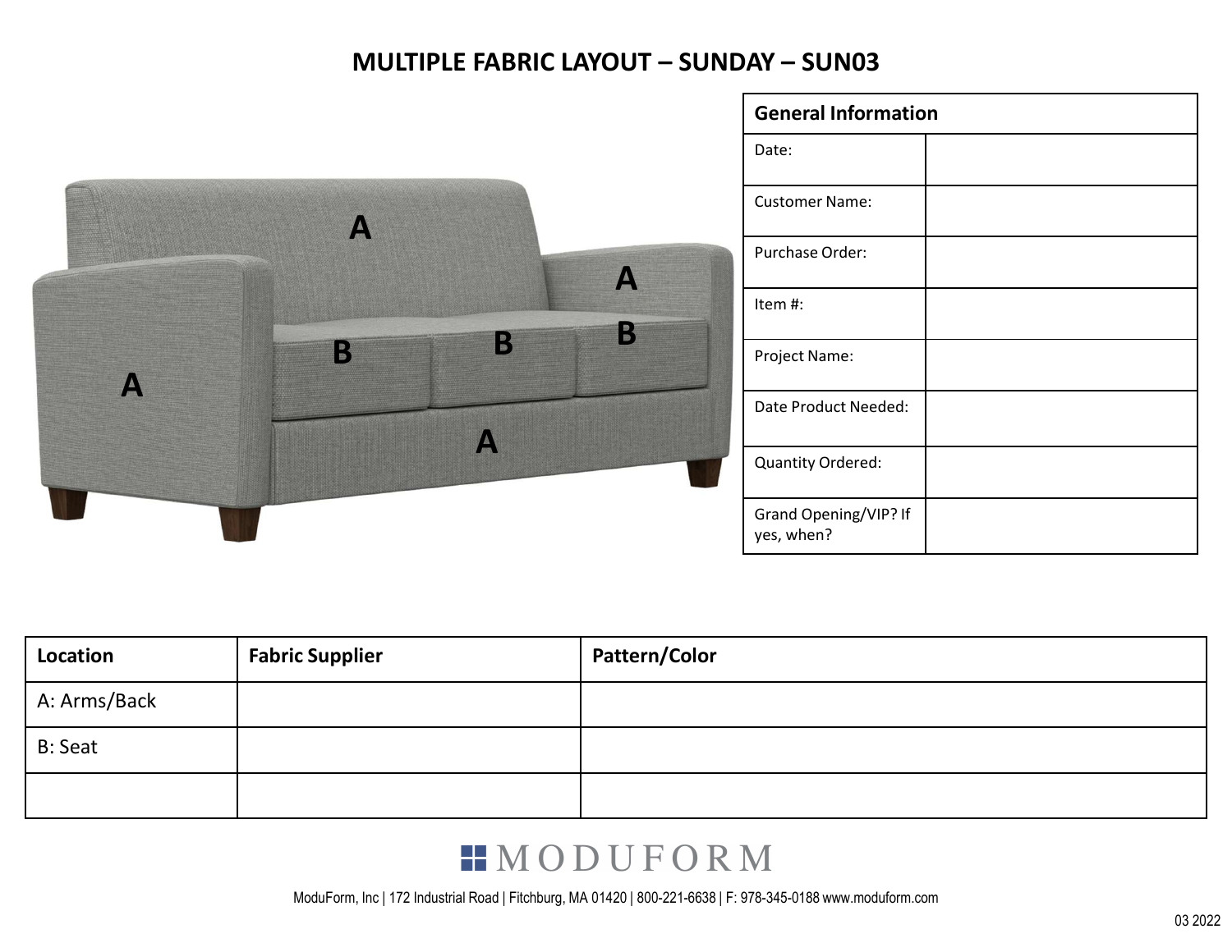# MULTIPLE FABRIC LAYOUT – SUNDAY – SUN03

A

A

A

B B B

A

A

| General Information | |
|---|---|
| Date: | |
| Customer Name: | |
| Purchase Order: | |
| Item #: | |
| Project Name: | |
| Date Product Needed: | |
| Quantity Ordered: | |
| Grand Opening/VIP? If yes, when? | |

| Location | Fabric Supplier | Pattern/Color |
|---|---|---|
| A: Arms/Back | | |
| B: Seat | | |
| | | |

MODUFORM

ModuForm, Inc | 172 Industrial Road | Fitchburg, MA 01420 | 800-221-6638 | F: 978-345-0188 www.moduform.com

03 2022